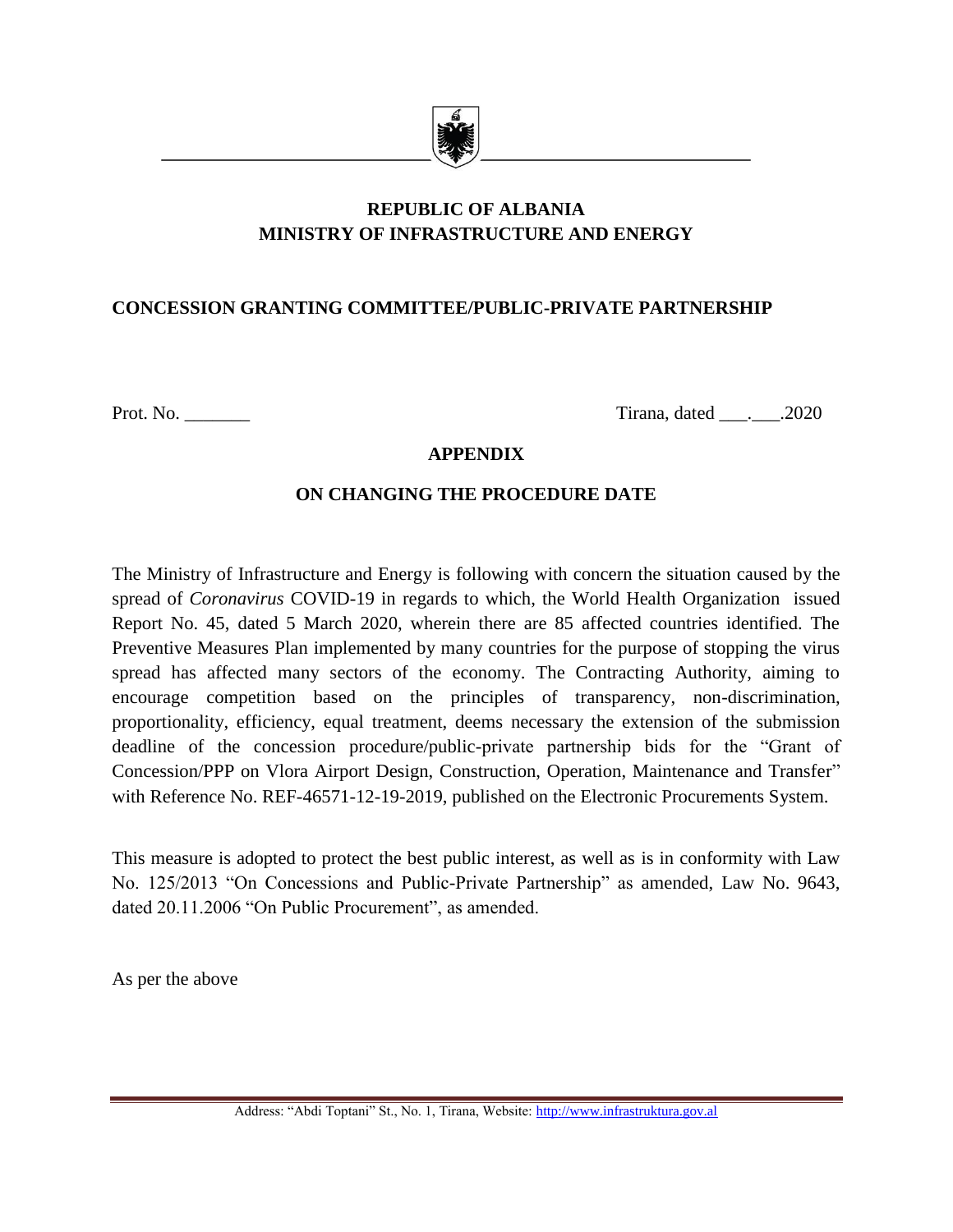**REPUBLIC OF ALBANIA**
**MINISTRY OF INFRASTRUCTURE AND ENERGY**

**CONCESSION GRANTING COMMITTEE/PUBLIC-PRIVATE PARTNERSHIP**

Prot. No. _______ Tirana, dated ___.___.2020

## APPENDIX

## ON CHANGING THE PROCEDURE DATE

The Ministry of Infrastructure and Energy is following with concern the situation caused by the spread of *Coronavirus* COVID-19 in regards to which, the World Health Organization issued Report No. 45, dated 5 March 2020, wherein there are 85 affected countries identified. The Preventive Measures Plan implemented by many countries for the purpose of stopping the virus spread has affected many sectors of the economy. The Contracting Authority, aiming to encourage competition based on the principles of transparency, non-discrimination, proportionality, efficiency, equal treatment, deems necessary the extension of the submission deadline of the concession procedure/public-private partnership bids for the "Grant of Concession/PPP on Vlora Airport Design, Construction, Operation, Maintenance and Transfer" with Reference No. REF-46571-12-19-2019, published on the Electronic Procurements System.

This measure is adopted to protect the best public interest, as well as is in conformity with Law No. 125/2013 "On Concessions and Public-Private Partnership" as amended, Law No. 9643, dated 20.11.2006 "On Public Procurement", as amended.

As per the above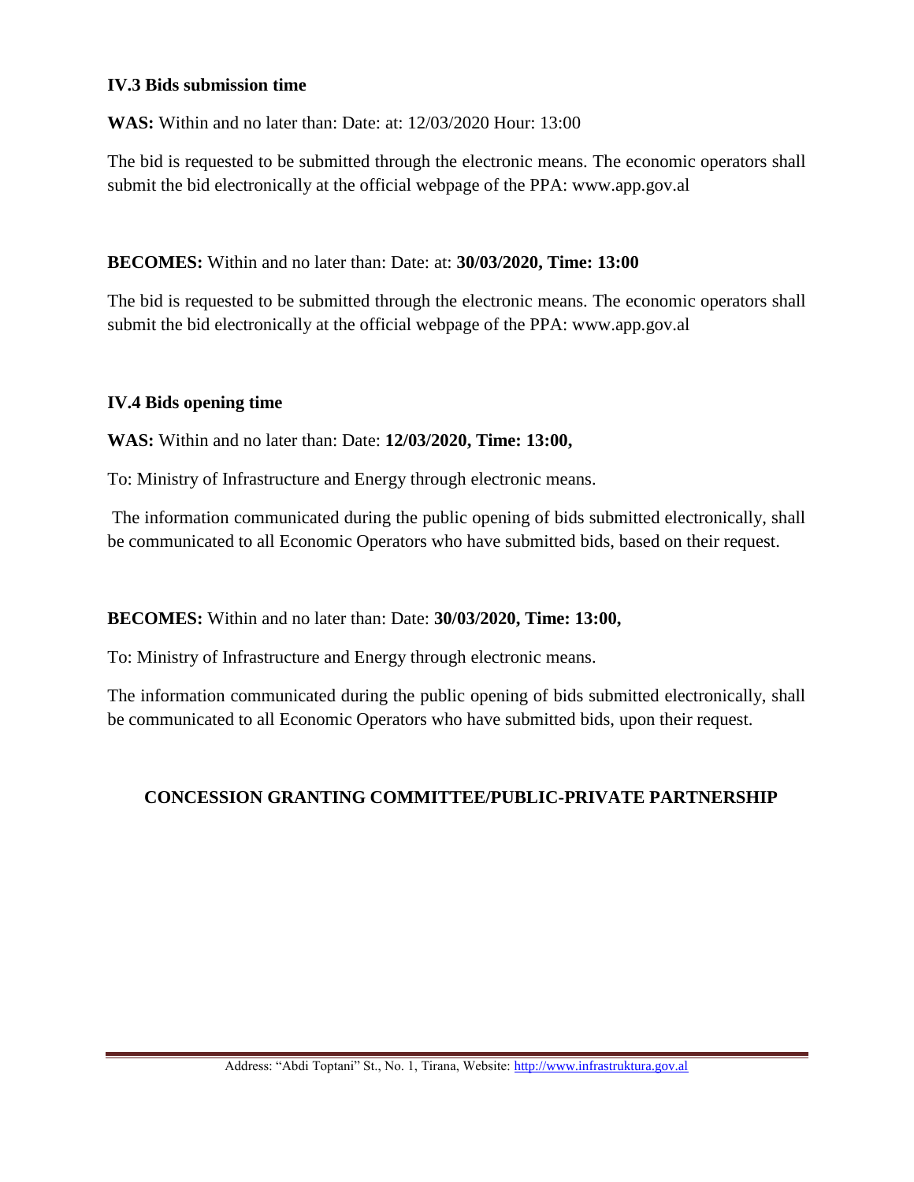### IV.3 Bids submission time

**WAS:** Within and no later than: Date: at: 12/03/2020 Hour: 13:00

The bid is requested to be submitted through the electronic means. The economic operators shall submit the bid electronically at the official webpage of the PPA: www.app.gov.al

**BECOMES:** Within and no later than: Date: at: **30/03/2020, Time: 13:00**

The bid is requested to be submitted through the electronic means. The economic operators shall submit the bid electronically at the official webpage of the PPA: www.app.gov.al

### IV.4 Bids opening time

**WAS:** Within and no later than: Date: **12/03/2020, Time: 13:00,**

To: Ministry of Infrastructure and Energy through electronic means.

The information communicated during the public opening of bids submitted electronically, shall be communicated to all Economic Operators who have submitted bids, based on their request.

**BECOMES:** Within and no later than: Date: **30/03/2020, Time: 13:00,**

To: Ministry of Infrastructure and Energy through electronic means.

The information communicated during the public opening of bids submitted electronically, shall be communicated to all Economic Operators who have submitted bids, upon their request.

**CONCESSION GRANTING COMMITTEE/PUBLIC-PRIVATE PARTNERSHIP**